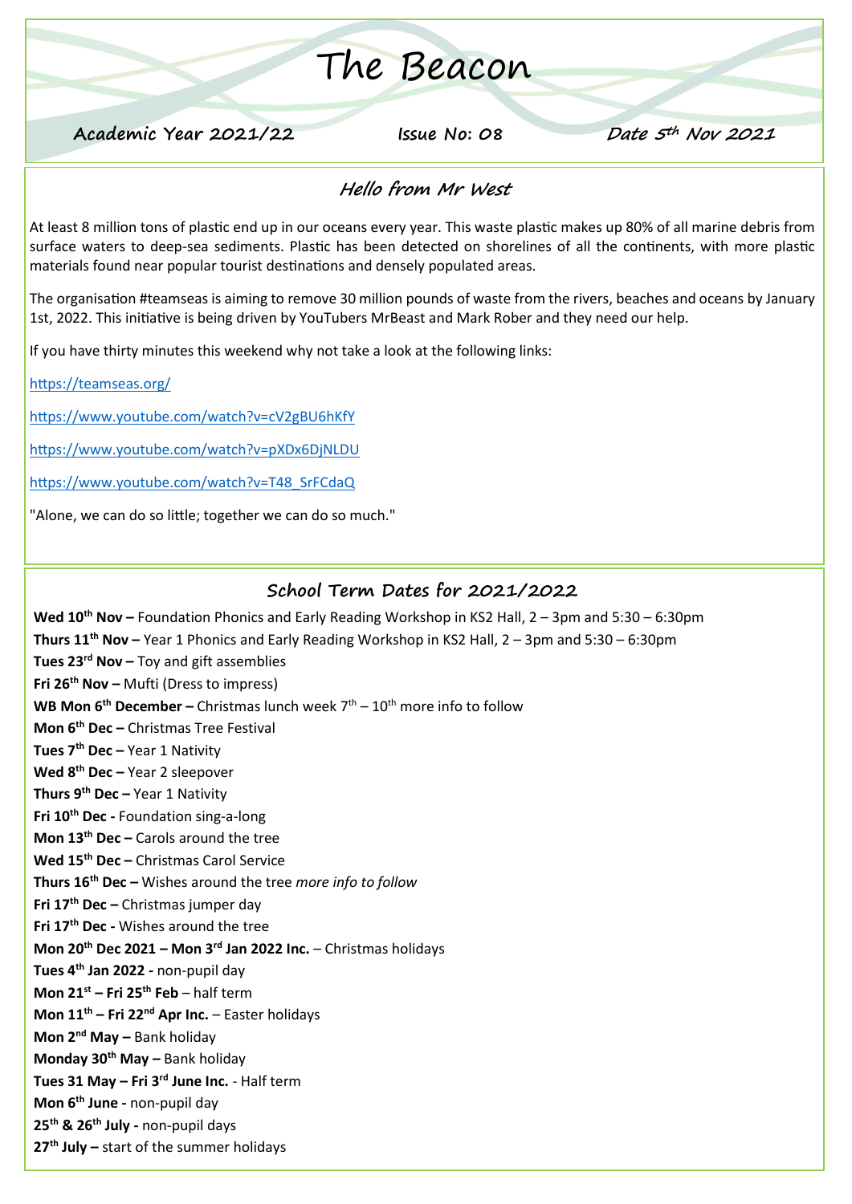# The Beacon

**Academic Year 2021/22** **Issue No: 08** **Date 5th Nov 2021**

## Hello from Mr West

At least 8 million tons of plastic end up in our oceans every year. This waste plastic makes up 80% of all marine debris from surface waters to deep-sea sediments. Plastic has been detected on shorelines of all the continents, with more plastic materials found near popular tourist destinations and densely populated areas.

The organisation #teamseas is aiming to remove 30 million pounds of waste from the rivers, beaches and oceans by January 1st, 2022. This initiative is being driven by YouTubers MrBeast and Mark Rober and they need our help.

If you have thirty minutes this weekend why not take a look at the following links:

https://teamseas.org/

https://www.youtube.com/watch?v=cV2gBU6hKfY

https://www.youtube.com/watch?v=pXDx6DjNLDU

https://www.youtube.com/watch?v=T48_SrFCdaQ

"Alone, we can do so little; together we can do so much."

## School Term Dates for 2021/2022

**Wed 10th Nov –** Foundation Phonics and Early Reading Workshop in KS2 Hall, 2 – 3pm and 5:30 – 6:30pm
**Thurs 11th Nov –** Year 1 Phonics and Early Reading Workshop in KS2 Hall, 2 – 3pm and 5:30 – 6:30pm
**Tues 23rd Nov –** Toy and gift assemblies
**Fri 26th Nov –** Mufti (Dress to impress)
**WB Mon 6th December –** Christmas lunch week 7th – 10th more info to follow
**Mon 6th Dec –** Christmas Tree Festival
**Tues 7th Dec –** Year 1 Nativity
**Wed 8th Dec –** Year 2 sleepover
**Thurs 9th Dec –** Year 1 Nativity
**Fri 10th Dec -** Foundation sing-a-long
**Mon 13th Dec –** Carols around the tree
**Wed 15th Dec –** Christmas Carol Service
**Thurs 16th Dec –** Wishes around the tree *more info to follow*
**Fri 17th Dec –** Christmas jumper day
**Fri 17th Dec -** Wishes around the tree
**Mon 20th Dec 2021 – Mon 3rd Jan 2022 Inc.** – Christmas holidays
**Tues 4th Jan 2022 -** non-pupil day
**Mon 21st – Fri 25th Feb** – half term
**Mon 11th – Fri 22nd Apr Inc.** – Easter holidays
**Mon 2nd May –** Bank holiday
**Monday 30th May –** Bank holiday
**Tues 31 May – Fri 3rd June Inc.** - Half term
**Mon 6th June -** non-pupil day
**25th & 26th July -** non-pupil days
**27th July –** start of the summer holidays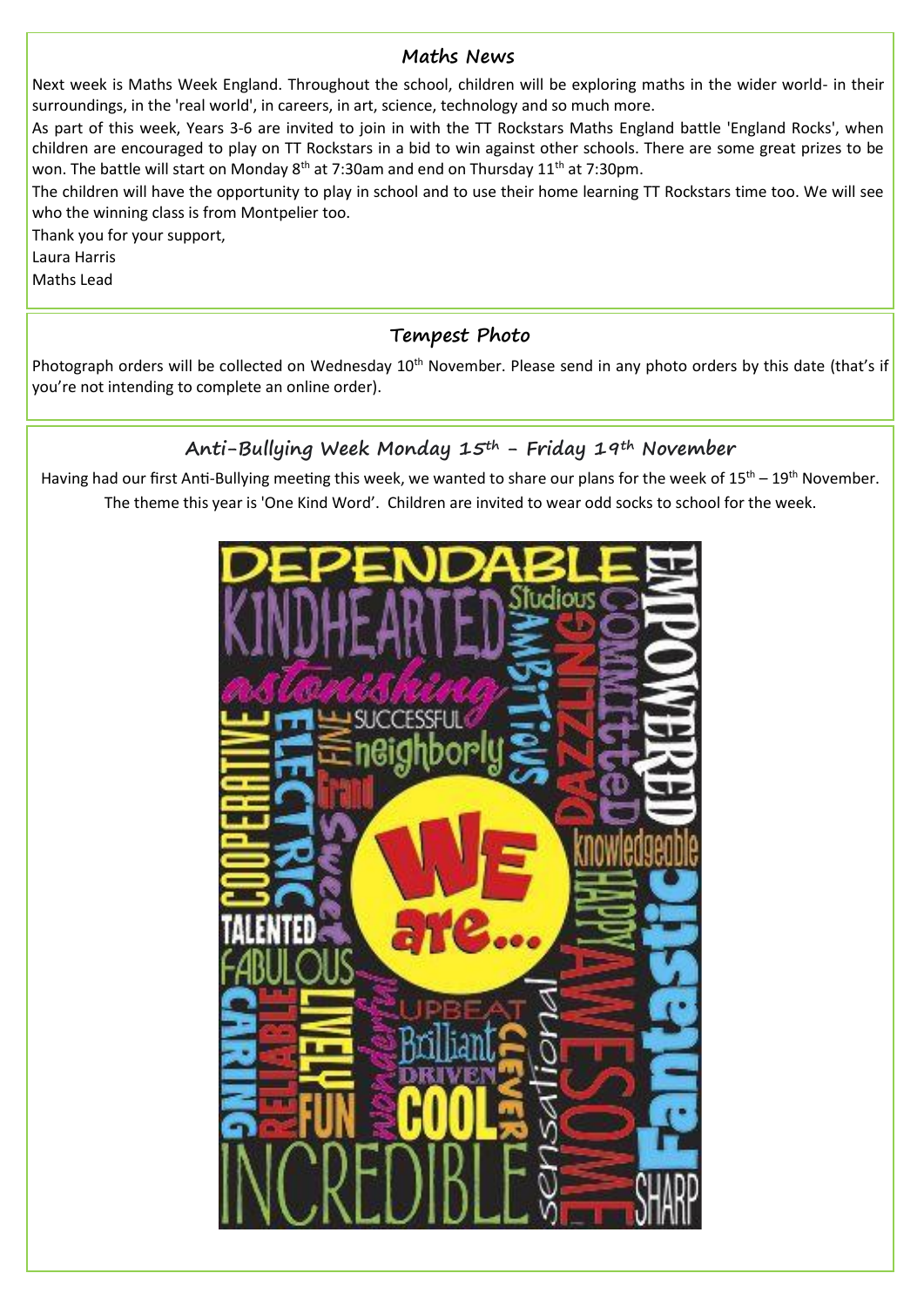## Maths News

Next week is Maths Week England. Throughout the school, children will be exploring maths in the wider world- in their surroundings, in the 'real world', in careers, in art, science, technology and so much more.

As part of this week, Years 3-6 are invited to join in with the TT Rockstars Maths England battle 'England Rocks', when children are encouraged to play on TT Rockstars in a bid to win against other schools. There are some great prizes to be won. The battle will start on Monday 8th at 7:30am and end on Thursday 11th at 7:30pm.

The children will have the opportunity to play in school and to use their home learning TT Rockstars time too. We will see who the winning class is from Montpelier too.

Thank you for your support,

Laura Harris

Maths Lead

## Tempest Photo

Photograph orders will be collected on Wednesday 10th November. Please send in any photo orders by this date (that's if you're not intending to complete an online order).

## Anti-Bullying Week Monday 15th - Friday 19th November

Having had our first Anti-Bullying meeting this week, we wanted to share our plans for the week of 15th – 19th November. The theme this year is 'One Kind Word'. Children are invited to wear odd socks to school for the week.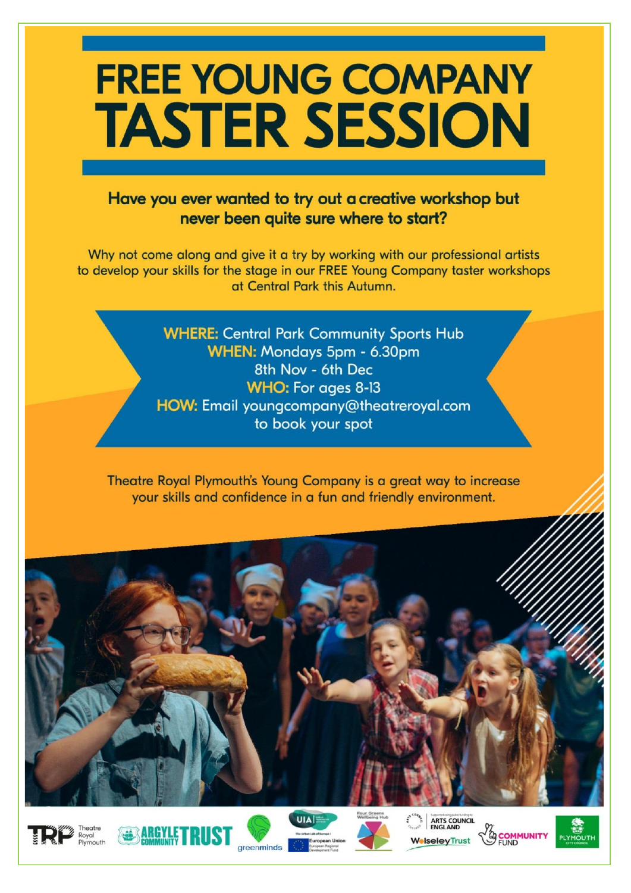# FREE YOUNG COMPANY TASTER SESSION

### Have you ever wanted to try out a creative workshop but never been quite sure where to start?

Why not come along and give it a try by working with our professional artists to develop your skills for the stage in our FREE Young Company taster workshops at Central Park this Autumn.

**WHERE:** Central Park Community Sports Hub
**WHEN:** Mondays 5pm - 6.30pm
8th Nov - 6th Dec
**WHO:** For ages 8-13
**HOW:** Email youngcompany@theatreroyal.com to book your spot

Theatre Royal Plymouth's Young Company is a great way to increase your skills and confidence in a fun and friendly environment.

Theatre Royal Plymouth | Argyle Community Trust | greenminds | UIA The Urban Lab of Europe | European Union European Regional Development Fund | Four Greens Wellbeing Hub | Supported using public funding by Arts Council England | Wolseley Trust | Community Fund | Plymouth City Council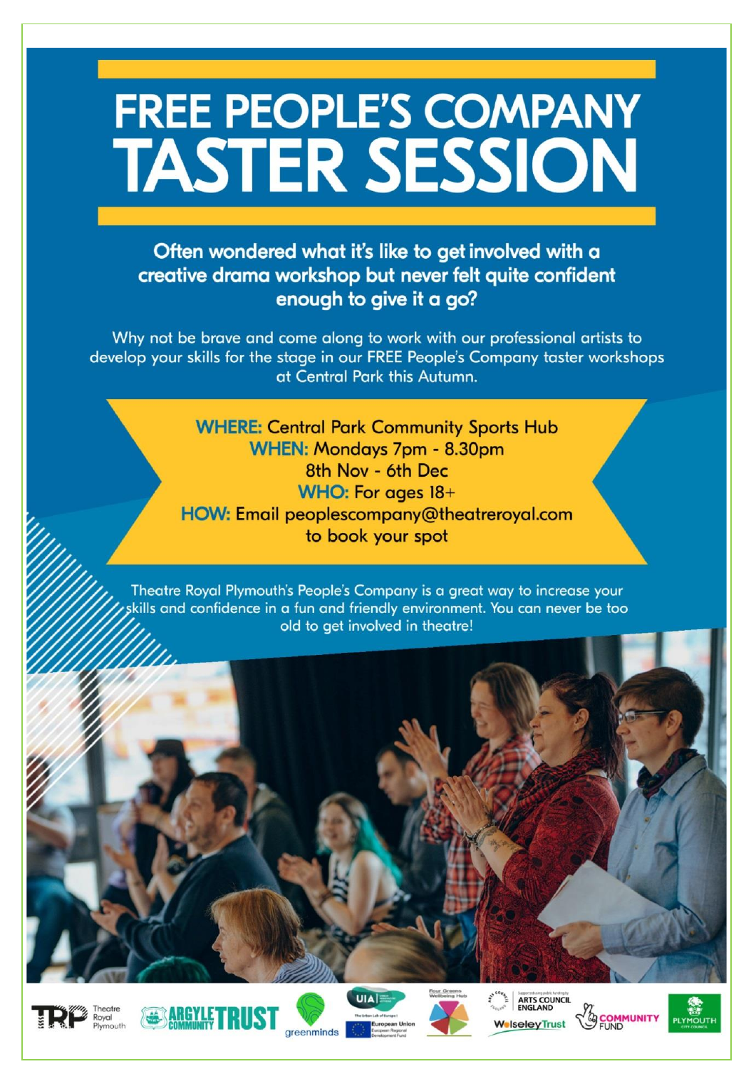# FREE PEOPLE'S COMPANY TASTER SESSION

**Often wondered what it's like to get involved with a creative drama workshop but never felt quite confident enough to give it a go?**

Why not be brave and come along to work with our professional artists to develop your skills for the stage in our FREE People's Company taster workshops at Central Park this Autumn.

**WHERE:** Central Park Community Sports Hub
**WHEN:** Mondays 7pm - 8.30pm
8th Nov - 6th Dec
**WHO:** For ages 18+
**HOW:** Email peoplescompany@theatreroyal.com to book your spot

Theatre Royal Plymouth's People's Company is a great way to increase your skills and confidence in a fun and friendly environment. You can never be too old to get involved in theatre!

Theatre Royal Plymouth · Argyle Community Trust · greenminds · UIA The Urban Lab of Europe · European Union European Regional Development Fund · Four Greens Wellbeing Hub · Arts Council England · Wolseley Trust · Community Fund · Plymouth City Council